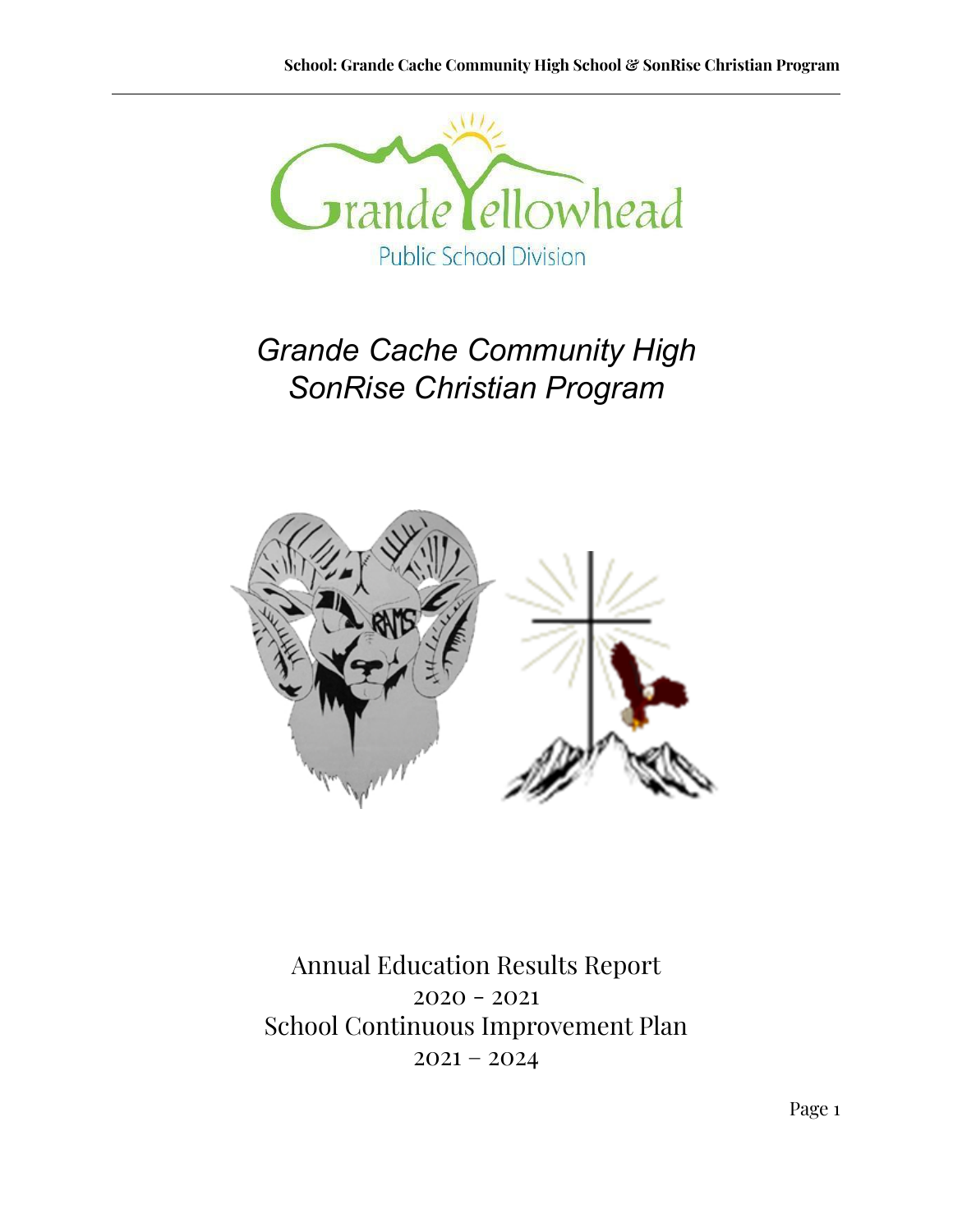Grande Yellowhead
Public School Division

# *Grande Cache Community High*
# *SonRise Christian Program*

Annual Education Results Report
2020 - 2021
School Continuous Improvement Plan
2021 – 2024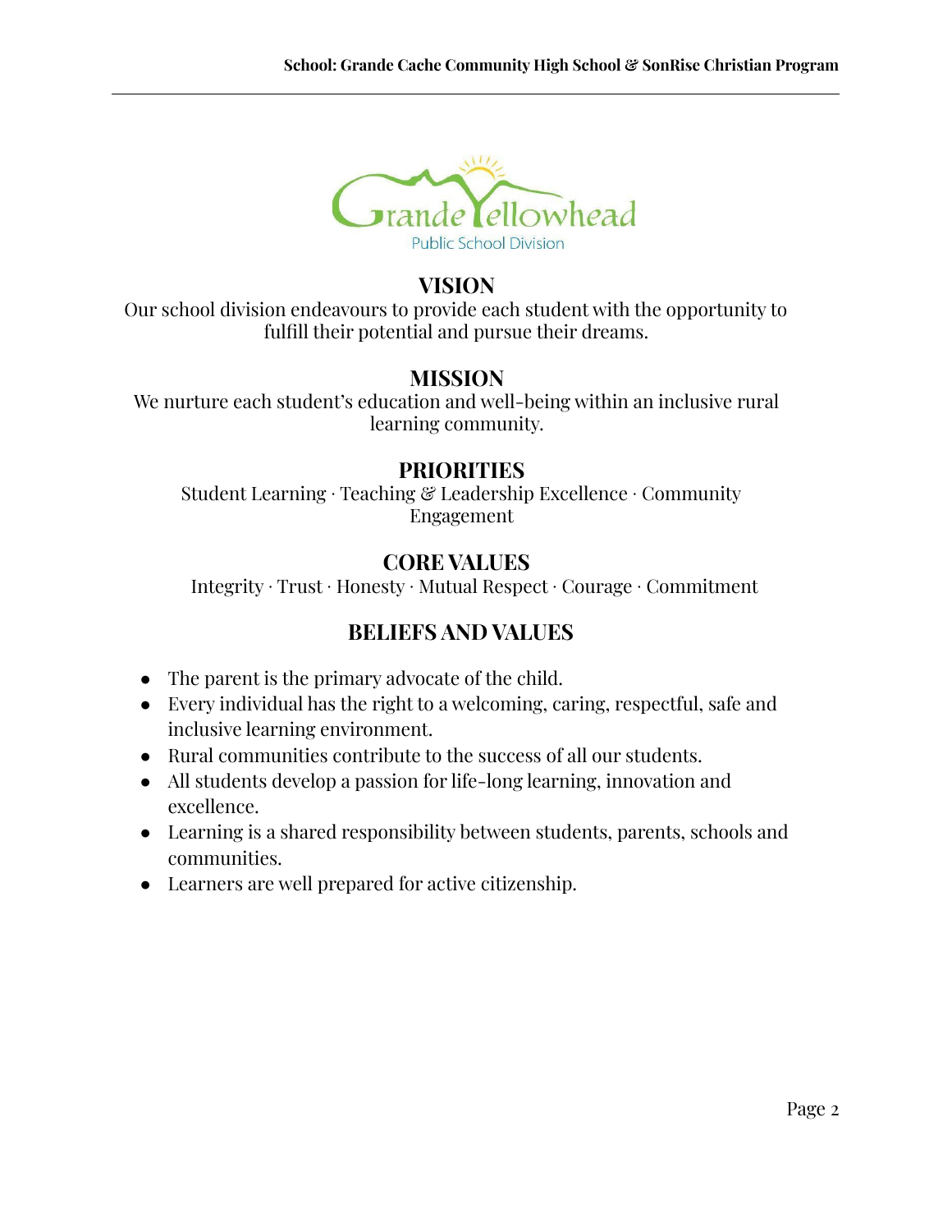Grande Yellowhead
Public School Division

## VISION

Our school division endeavours to provide each student with the opportunity to fulfill their potential and pursue their dreams.

## MISSION

We nurture each student's education and well-being within an inclusive rural learning community.

## PRIORITIES

Student Learning · Teaching & Leadership Excellence · Community Engagement

## CORE VALUES

Integrity · Trust · Honesty · Mutual Respect · Courage · Commitment

## BELIEFS AND VALUES

- The parent is the primary advocate of the child.
- Every individual has the right to a welcoming, caring, respectful, safe and inclusive learning environment.
- Rural communities contribute to the success of all our students.
- All students develop a passion for life-long learning, innovation and excellence.
- Learning is a shared responsibility between students, parents, schools and communities.
- Learners are well prepared for active citizenship.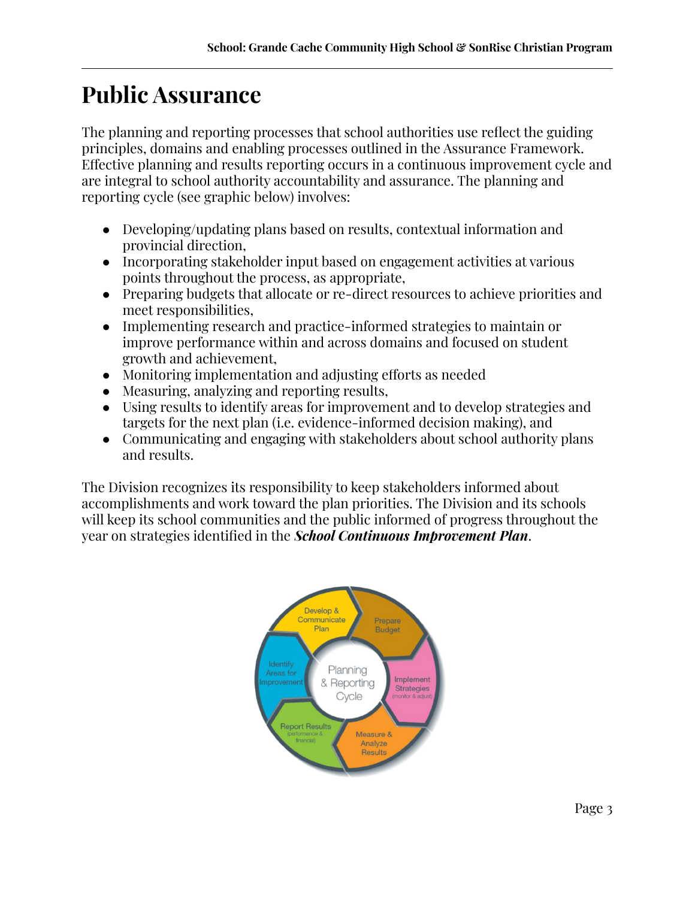# Public Assurance

The planning and reporting processes that school authorities use reflect the guiding principles, domains and enabling processes outlined in the Assurance Framework. Effective planning and results reporting occurs in a continuous improvement cycle and are integral to school authority accountability and assurance. The planning and reporting cycle (see graphic below) involves:

- Developing/updating plans based on results, contextual information and provincial direction,
- Incorporating stakeholder input based on engagement activities at various points throughout the process, as appropriate,
- Preparing budgets that allocate or re-direct resources to achieve priorities and meet responsibilities,
- Implementing research and practice-informed strategies to maintain or improve performance within and across domains and focused on student growth and achievement,
- Monitoring implementation and adjusting efforts as needed
- Measuring, analyzing and reporting results,
- Using results to identify areas for improvement and to develop strategies and targets for the next plan (i.e. evidence-informed decision making), and
- Communicating and engaging with stakeholders about school authority plans and results.

The Division recognizes its responsibility to keep stakeholders informed about accomplishments and work toward the plan priorities. The Division and its schools will keep its school communities and the public informed of progress throughout the year on strategies identified in the ***School Continuous Improvement Plan***.

Planning & Reporting Cycle: Develop & Communicate Plan; Prepare Budget; Implement Strategies (monitor & adjust); Measure & Analyze Results; Report Results (performance & financial); Identify Areas for Improvement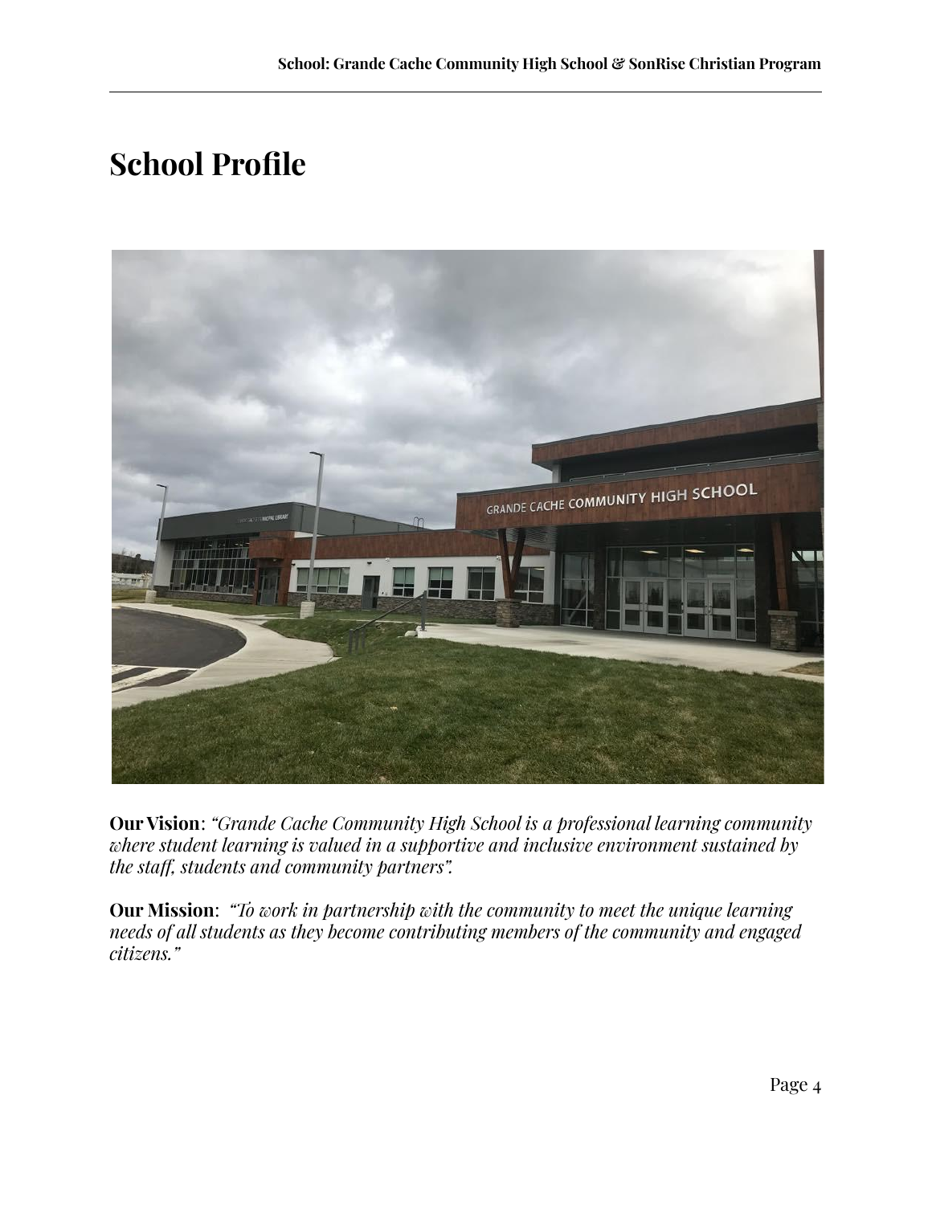# School Profile

**Our Vision**: *"Grande Cache Community High School is a professional learning community where student learning is valued in a supportive and inclusive environment sustained by the staff, students and community partners".*

**Our Mission**: *"To work in partnership with the community to meet the unique learning needs of all students as they become contributing members of the community and engaged citizens."*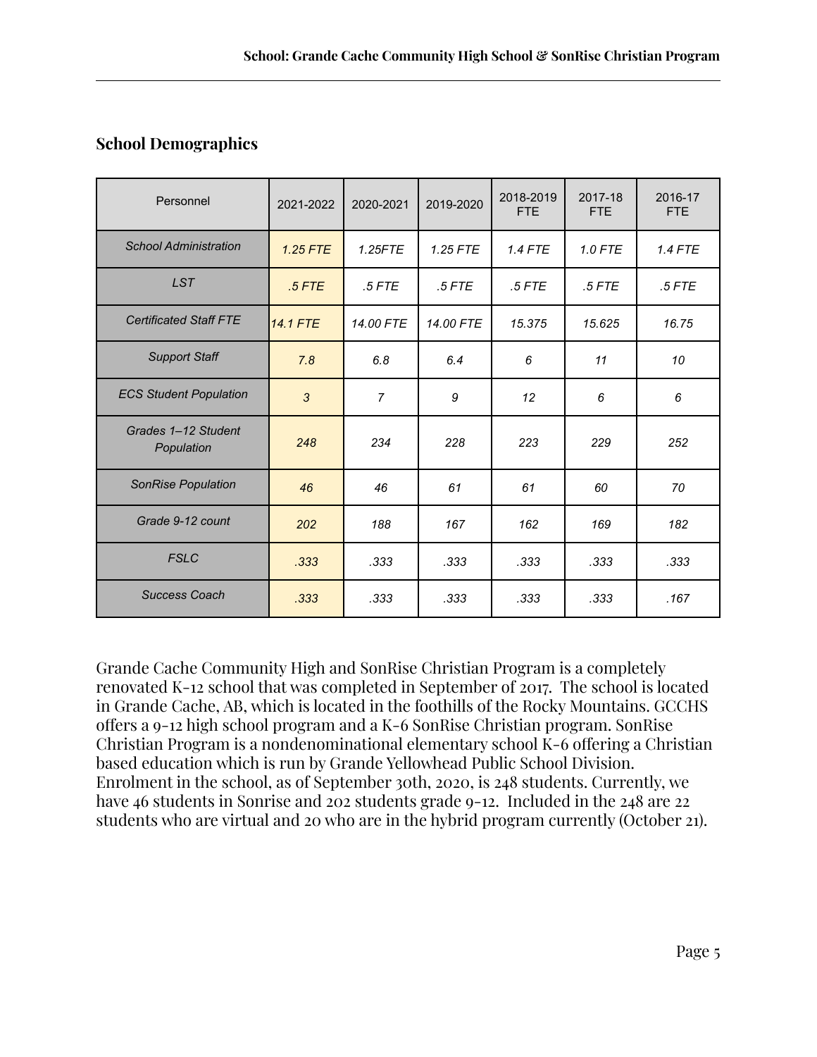## School Demographics

| Personnel | 2021-2022 | 2020-2021 | 2019-2020 | 2018-2019 FTE | 2017-18 FTE | 2016-17 FTE |
|---|---|---|---|---|---|---|
| *School Administration* | *1.25 FTE* | *1.25FTE* | *1.25 FTE* | *1.4 FTE* | *1.0 FTE* | *1.4 FTE* |
| *LST* | *.5 FTE* | *.5 FTE* | *.5 FTE* | *.5 FTE* | *.5 FTE* | *.5 FTE* |
| *Certificated Staff FTE* | *14.1 FTE* | *14.00 FTE* | *14.00 FTE* | *15.375* | *15.625* | *16.75* |
| *Support Staff* | *7.8* | *6.8* | *6.4* | *6* | *11* | *10* |
| *ECS Student Population* | *3* | *7* | *9* | *12* | *6* | *6* |
| *Grades 1–12 Student Population* | *248* | *234* | *228* | *223* | *229* | *252* |
| *SonRise Population* | *46* | *46* | *61* | *61* | *60* | *70* |
| *Grade 9-12 count* | *202* | *188* | *167* | *162* | *169* | *182* |
| *FSLC* | *.333* | *.333* | *.333* | *.333* | *.333* | *.333* |
| *Success Coach* | *.333* | *.333* | *.333* | *.333* | *.333* | *.167* |

Grande Cache Community High and SonRise Christian Program is a completely renovated K-12 school that was completed in September of 2017. The school is located in Grande Cache, AB, which is located in the foothills of the Rocky Mountains. GCCHS offers a 9-12 high school program and a K-6 SonRise Christian program. SonRise Christian Program is a nondenominational elementary school K-6 offering a Christian based education which is run by Grande Yellowhead Public School Division. Enrolment in the school, as of September 30th, 2020, is 248 students. Currently, we have 46 students in Sonrise and 202 students grade 9-12. Included in the 248 are 22 students who are virtual and 20 who are in the hybrid program currently (October 21).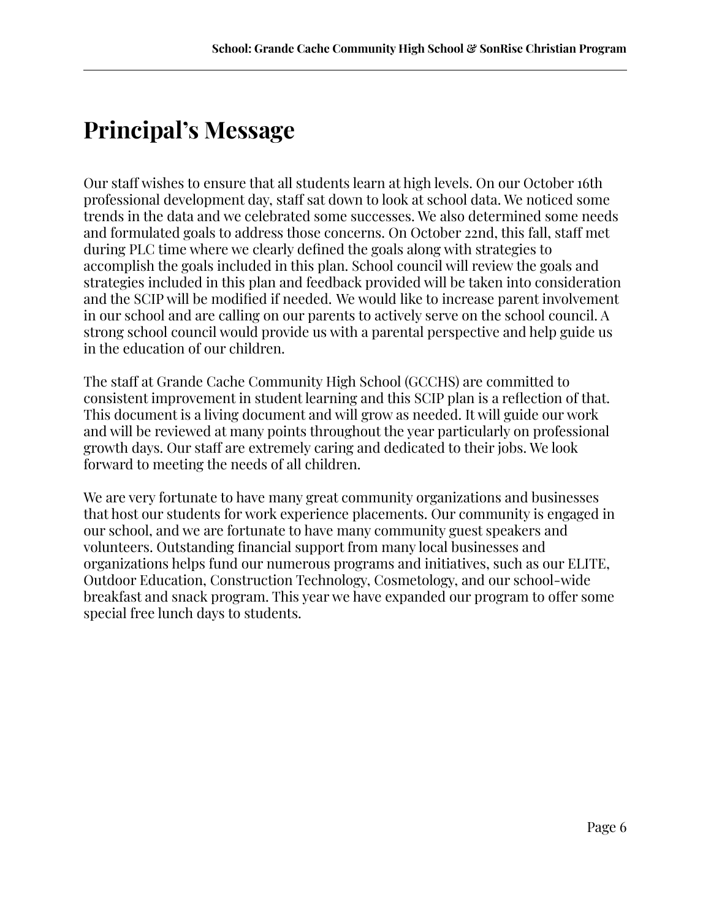# Principal's Message

Our staff wishes to ensure that all students learn at high levels. On our October 16th professional development day, staff sat down to look at school data. We noticed some trends in the data and we celebrated some successes. We also determined some needs and formulated goals to address those concerns. On October 22nd, this fall, staff met during PLC time where we clearly defined the goals along with strategies to accomplish the goals included in this plan. School council will review the goals and strategies included in this plan and feedback provided will be taken into consideration and the SCIP will be modified if needed. We would like to increase parent involvement in our school and are calling on our parents to actively serve on the school council. A strong school council would provide us with a parental perspective and help guide us in the education of our children.

The staff at Grande Cache Community High School (GCCHS) are committed to consistent improvement in student learning and this SCIP plan is a reflection of that. This document is a living document and will grow as needed. It will guide our work and will be reviewed at many points throughout the year particularly on professional growth days. Our staff are extremely caring and dedicated to their jobs. We look forward to meeting the needs of all children.

We are very fortunate to have many great community organizations and businesses that host our students for work experience placements. Our community is engaged in our school, and we are fortunate to have many community guest speakers and volunteers. Outstanding financial support from many local businesses and organizations helps fund our numerous programs and initiatives, such as our ELITE, Outdoor Education, Construction Technology, Cosmetology, and our school-wide breakfast and snack program. This year we have expanded our program to offer some special free lunch days to students.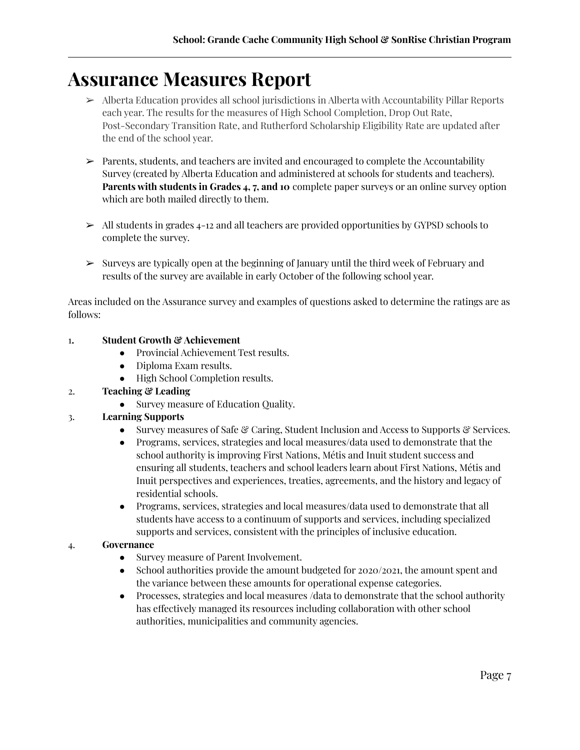# Assurance Measures Report

- Alberta Education provides all school jurisdictions in Alberta with Accountability Pillar Reports each year. The results for the measures of High School Completion, Drop Out Rate, Post-Secondary Transition Rate, and Rutherford Scholarship Eligibility Rate are updated after the end of the school year.

- Parents, students, and teachers are invited and encouraged to complete the Accountability Survey (created by Alberta Education and administered at schools for students and teachers). **Parents with students in Grades 4, 7, and 10** complete paper surveys or an online survey option which are both mailed directly to them.

- All students in grades 4-12 and all teachers are provided opportunities by GYPSD schools to complete the survey.

- Surveys are typically open at the beginning of January until the third week of February and results of the survey are available in early October of the following school year.

Areas included on the Assurance survey and examples of questions asked to determine the ratings are as follows:

1. **Student Growth & Achievement**
   - Provincial Achievement Test results.
   - Diploma Exam results.
   - High School Completion results.
2. **Teaching & Leading**
   - Survey measure of Education Quality.
3. **Learning Supports**
   - Survey measures of Safe & Caring, Student Inclusion and Access to Supports & Services.
   - Programs, services, strategies and local measures/data used to demonstrate that the school authority is improving First Nations, Métis and Inuit student success and ensuring all students, teachers and school leaders learn about First Nations, Métis and Inuit perspectives and experiences, treaties, agreements, and the history and legacy of residential schools.
   - Programs, services, strategies and local measures/data used to demonstrate that all students have access to a continuum of supports and services, including specialized supports and services, consistent with the principles of inclusive education.
4. **Governance**
   - Survey measure of Parent Involvement.
   - School authorities provide the amount budgeted for 2020/2021, the amount spent and the variance between these amounts for operational expense categories.
   - Processes, strategies and local measures /data to demonstrate that the school authority has effectively managed its resources including collaboration with other school authorities, municipalities and community agencies.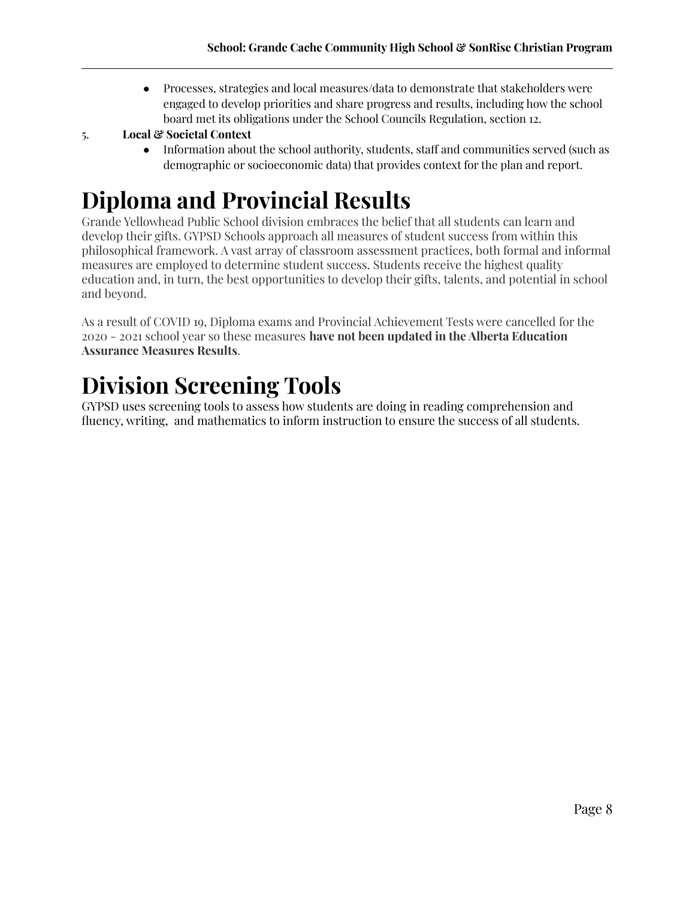- Processes, strategies and local measures/data to demonstrate that stakeholders were engaged to develop priorities and share progress and results, including how the school board met its obligations under the School Councils Regulation, section 12.

5. **Local & Societal Context**
   - Information about the school authority, students, staff and communities served (such as demographic or socioeconomic data) that provides context for the plan and report.

# Diploma and Provincial Results

Grande Yellowhead Public School division embraces the belief that all students can learn and develop their gifts. GYPSD Schools approach all measures of student success from within this philosophical framework. A vast array of classroom assessment practices, both formal and informal measures are employed to determine student success. Students receive the highest quality education and, in turn, the best opportunities to develop their gifts, talents, and potential in school and beyond.

As a result of COVID 19, Diploma exams and Provincial Achievement Tests were cancelled for the 2020 - 2021 school year so these measures **have not been updated in the Alberta Education Assurance Measures Results**.

# Division Screening Tools

GYPSD uses screening tools to assess how students are doing in reading comprehension and fluency, writing, and mathematics to inform instruction to ensure the success of all students.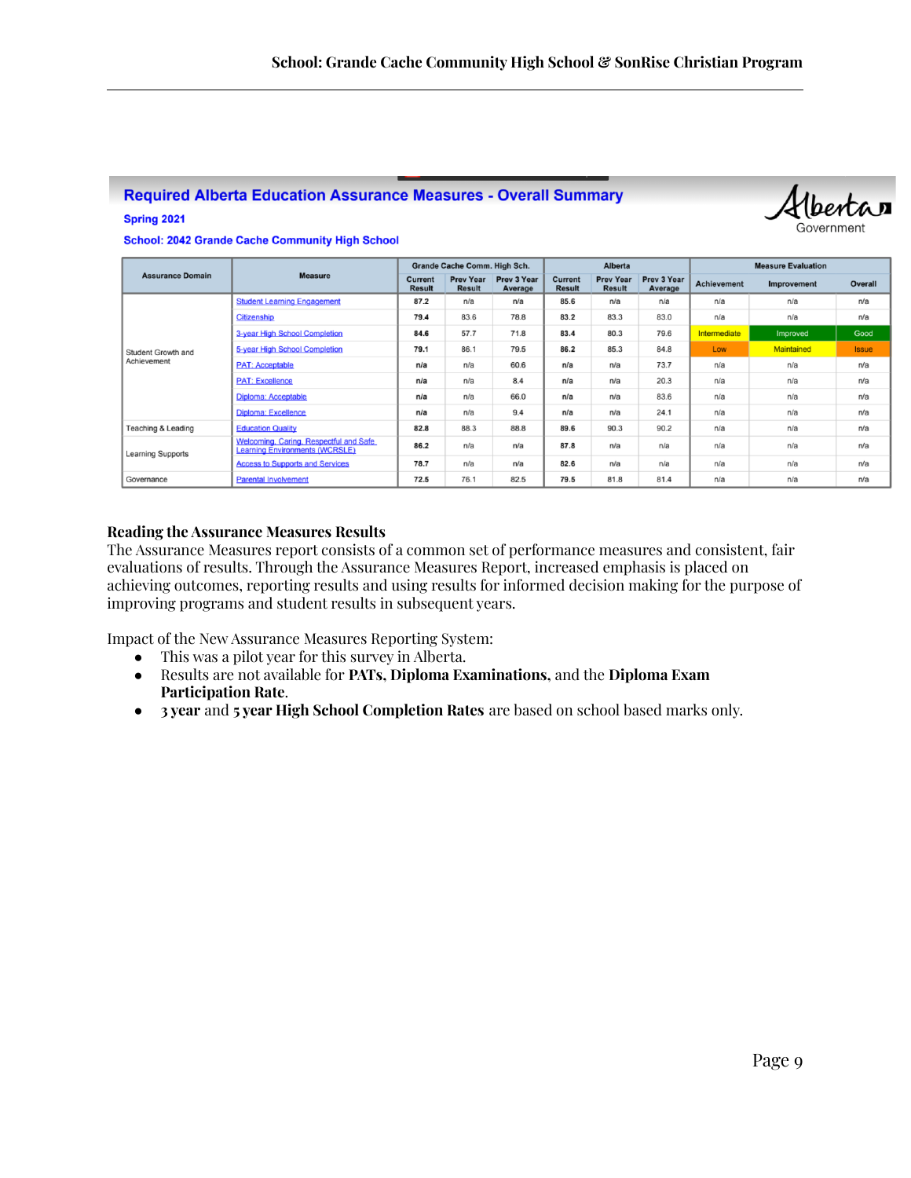## Required Alberta Education Assurance Measures - Overall Summary

**Spring 2021**

**School: 2042 Grande Cache Community High School**

| Assurance Domain | Measure | Grande Cache Comm. High Sch. | | | Alberta | | | Measure Evaluation | | |
|---|---|---|---|---|---|---|---|---|---|---|
| | | Current Result | Prev Year Result | Prev 3 Year Average | Current Result | Prev Year Result | Prev 3 Year Average | Achievement | Improvement | Overall |
| Student Growth and Achievement | Student Learning Engagement | 87.2 | n/a | n/a | 85.6 | n/a | n/a | n/a | n/a | n/a |
| | Citizenship | 79.4 | 83.6 | 78.8 | 83.2 | 83.3 | 83.0 | n/a | n/a | n/a |
| | 3-year High School Completion | 84.6 | 57.7 | 71.8 | 83.4 | 80.3 | 79.6 | Intermediate | Improved | Good |
| | 5-year High School Completion | 79.1 | 86.1 | 79.5 | 86.2 | 85.3 | 84.8 | Low | Maintained | Issue |
| | PAT: Acceptable | n/a | n/a | 60.6 | n/a | n/a | 73.7 | n/a | n/a | n/a |
| | PAT: Excellence | n/a | n/a | 8.4 | n/a | n/a | 20.3 | n/a | n/a | n/a |
| | Diploma: Acceptable | n/a | n/a | 66.0 | n/a | n/a | 83.6 | n/a | n/a | n/a |
| | Diploma: Excellence | n/a | n/a | 9.4 | n/a | n/a | 24.1 | n/a | n/a | n/a |
| Teaching & Leading | Education Quality | 82.8 | 88.3 | 88.8 | 89.6 | 90.3 | 90.2 | n/a | n/a | n/a |
| Learning Supports | Welcoming, Caring, Respectful and Safe Learning Environments (WCRSLE) | 86.2 | n/a | n/a | 87.8 | n/a | n/a | n/a | n/a | n/a |
| | Access to Supports and Services | 78.7 | n/a | n/a | 82.6 | n/a | n/a | n/a | n/a | n/a |
| Governance | Parental Involvement | 72.5 | 76.1 | 82.5 | 79.5 | 81.8 | 81.4 | n/a | n/a | n/a |

### Reading the Assurance Measures Results

The Assurance Measures report consists of a common set of performance measures and consistent, fair evaluations of results. Through the Assurance Measures Report, increased emphasis is placed on achieving outcomes, reporting results and using results for informed decision making for the purpose of improving programs and student results in subsequent years.

Impact of the New Assurance Measures Reporting System:

- This was a pilot year for this survey in Alberta.
- Results are not available for **PATs, Diploma Examinations,** and the **Diploma Exam Participation Rate**.
- **3 year** and **5 year High School Completion Rates** are based on school based marks only.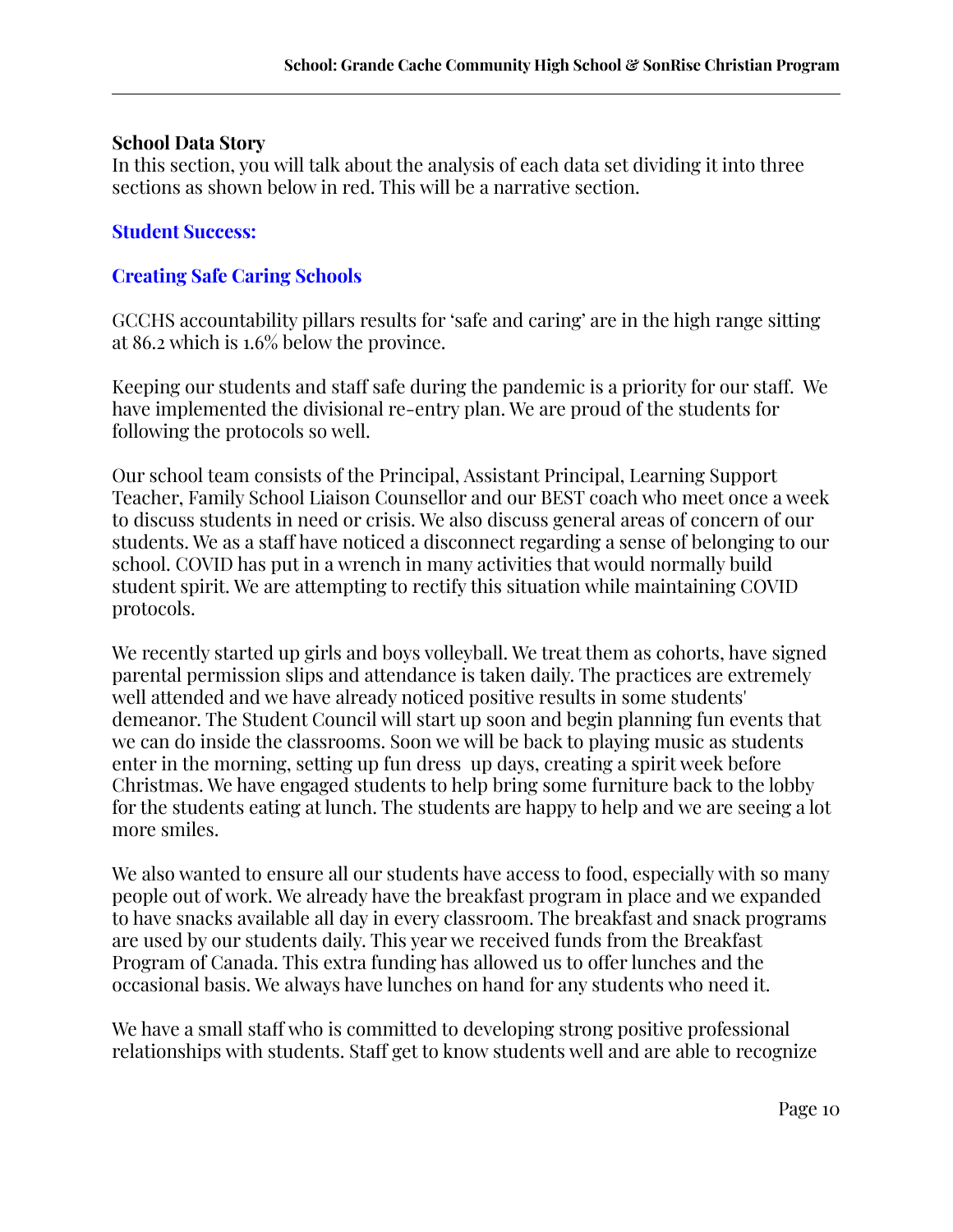## School Data Story

In this section, you will talk about the analysis of each data set dividing it into three sections as shown below in red. This will be a narrative section.

### Student Success:

### Creating Safe Caring Schools

GCCHS accountability pillars results for 'safe and caring' are in the high range sitting at 86.2 which is 1.6% below the province.

Keeping our students and staff safe during the pandemic is a priority for our staff. We have implemented the divisional re-entry plan. We are proud of the students for following the protocols so well.

Our school team consists of the Principal, Assistant Principal, Learning Support Teacher, Family School Liaison Counsellor and our BEST coach who meet once a week to discuss students in need or crisis. We also discuss general areas of concern of our students. We as a staff have noticed a disconnect regarding a sense of belonging to our school. COVID has put in a wrench in many activities that would normally build student spirit. We are attempting to rectify this situation while maintaining COVID protocols.

We recently started up girls and boys volleyball. We treat them as cohorts, have signed parental permission slips and attendance is taken daily. The practices are extremely well attended and we have already noticed positive results in some students' demeanor. The Student Council will start up soon and begin planning fun events that we can do inside the classrooms. Soon we will be back to playing music as students enter in the morning, setting up fun dress up days, creating a spirit week before Christmas. We have engaged students to help bring some furniture back to the lobby for the students eating at lunch. The students are happy to help and we are seeing a lot more smiles.

We also wanted to ensure all our students have access to food, especially with so many people out of work. We already have the breakfast program in place and we expanded to have snacks available all day in every classroom. The breakfast and snack programs are used by our students daily. This year we received funds from the Breakfast Program of Canada. This extra funding has allowed us to offer lunches and the occasional basis. We always have lunches on hand for any students who need it.

We have a small staff who is committed to developing strong positive professional relationships with students. Staff get to know students well and are able to recognize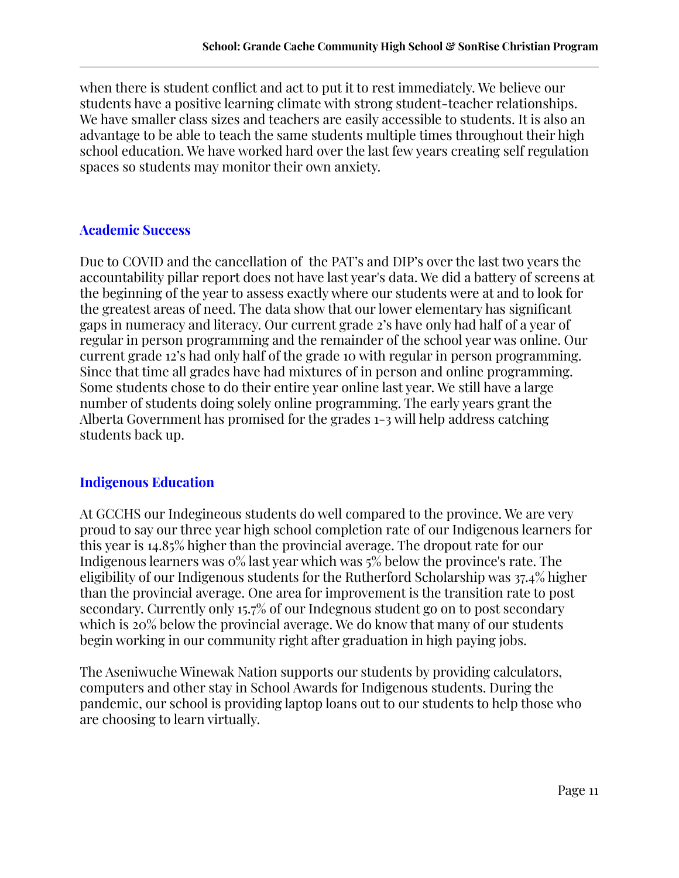when there is student conflict and act to put it to rest immediately. We believe our students have a positive learning climate with strong student-teacher relationships. We have smaller class sizes and teachers are easily accessible to students. It is also an advantage to be able to teach the same students multiple times throughout their high school education. We have worked hard over the last few years creating self regulation spaces so students may monitor their own anxiety.

## Academic Success

Due to COVID and the cancellation of the PAT's and DIP's over the last two years the accountability pillar report does not have last year's data. We did a battery of screens at the beginning of the year to assess exactly where our students were at and to look for the greatest areas of need. The data show that our lower elementary has significant gaps in numeracy and literacy. Our current grade 2's have only had half of a year of regular in person programming and the remainder of the school year was online. Our current grade 12's had only half of the grade 10 with regular in person programming. Since that time all grades have had mixtures of in person and online programming. Some students chose to do their entire year online last year. We still have a large number of students doing solely online programming. The early years grant the Alberta Government has promised for the grades 1-3 will help address catching students back up.

## Indigenous Education

At GCCHS our Indegineous students do well compared to the province. We are very proud to say our three year high school completion rate of our Indigenous learners for this year is 14.85% higher than the provincial average. The dropout rate for our Indigenous learners was 0% last year which was 5% below the province's rate. The eligibility of our Indigenous students for the Rutherford Scholarship was 37.4% higher than the provincial average. One area for improvement is the transition rate to post secondary. Currently only 15.7% of our Indegnous student go on to post secondary which is 20% below the provincial average. We do know that many of our students begin working in our community right after graduation in high paying jobs.

The Aseniwuche Winewak Nation supports our students by providing calculators, computers and other stay in School Awards for Indigenous students. During the pandemic, our school is providing laptop loans out to our students to help those who are choosing to learn virtually.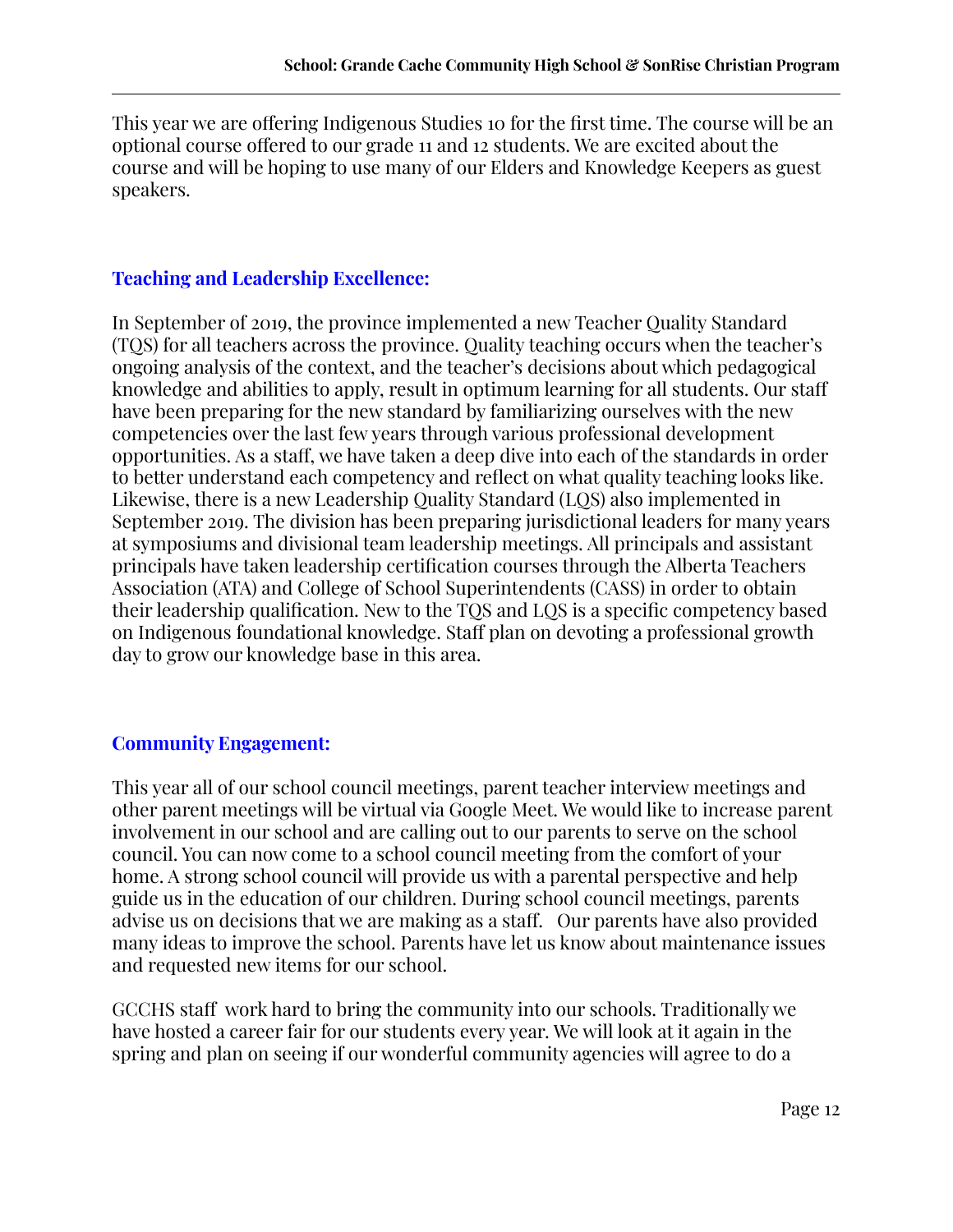This year we are offering Indigenous Studies 10 for the first time. The course will be an optional course offered to our grade 11 and 12 students. We are excited about the course and will be hoping to use many of our Elders and Knowledge Keepers as guest speakers.

## Teaching and Leadership Excellence:

In September of 2019, the province implemented a new Teacher Quality Standard (TQS) for all teachers across the province. Quality teaching occurs when the teacher's ongoing analysis of the context, and the teacher's decisions about which pedagogical knowledge and abilities to apply, result in optimum learning for all students. Our staff have been preparing for the new standard by familiarizing ourselves with the new competencies over the last few years through various professional development opportunities. As a staff, we have taken a deep dive into each of the standards in order to better understand each competency and reflect on what quality teaching looks like. Likewise, there is a new Leadership Quality Standard (LQS) also implemented in September 2019. The division has been preparing jurisdictional leaders for many years at symposiums and divisional team leadership meetings. All principals and assistant principals have taken leadership certification courses through the Alberta Teachers Association (ATA) and College of School Superintendents (CASS) in order to obtain their leadership qualification. New to the TQS and LQS is a specific competency based on Indigenous foundational knowledge. Staff plan on devoting a professional growth day to grow our knowledge base in this area.

## Community Engagement:

This year all of our school council meetings, parent teacher interview meetings and other parent meetings will be virtual via Google Meet. We would like to increase parent involvement in our school and are calling out to our parents to serve on the school council. You can now come to a school council meeting from the comfort of your home. A strong school council will provide us with a parental perspective and help guide us in the education of our children. During school council meetings, parents advise us on decisions that we are making as a staff. Our parents have also provided many ideas to improve the school. Parents have let us know about maintenance issues and requested new items for our school.

GCCHS staff work hard to bring the community into our schools. Traditionally we have hosted a career fair for our students every year. We will look at it again in the spring and plan on seeing if our wonderful community agencies will agree to do a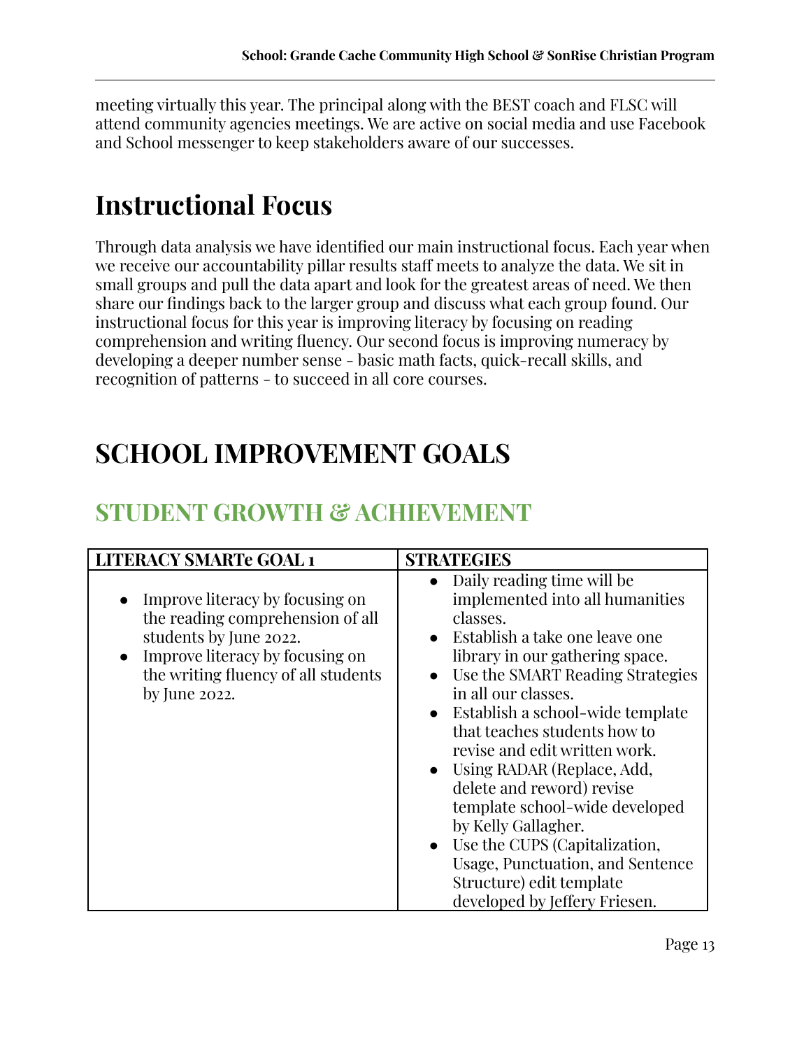meeting virtually this year. The principal along with the BEST coach and FLSC will attend community agencies meetings. We are active on social media and use Facebook and School messenger to keep stakeholders aware of our successes.

# Instructional Focus

Through data analysis we have identified our main instructional focus. Each year when we receive our accountability pillar results staff meets to analyze the data. We sit in small groups and pull the data apart and look for the greatest areas of need. We then share our findings back to the larger group and discuss what each group found. Our instructional focus for this year is improving literacy by focusing on reading comprehension and writing fluency. Our second focus is improving numeracy by developing a deeper number sense - basic math facts, quick-recall skills, and recognition of patterns - to succeed in all core courses.

# SCHOOL IMPROVEMENT GOALS

## STUDENT GROWTH & ACHIEVEMENT

| LITERACY SMARTe GOAL 1 | STRATEGIES |
|---|---|
| • Improve literacy by focusing on the reading comprehension of all students by June 2022.<br>• Improve literacy by focusing on the writing fluency of all students by June 2022. | • Daily reading time will be implemented into all humanities classes.<br>• Establish a take one leave one library in our gathering space.<br>• Use the SMART Reading Strategies in all our classes.<br>• Establish a school-wide template that teaches students how to revise and edit written work.<br>• Using RADAR (Replace, Add, delete and reword) revise template school-wide developed by Kelly Gallagher.<br>• Use the CUPS (Capitalization, Usage, Punctuation, and Sentence Structure) edit template developed by Jeffery Friesen. |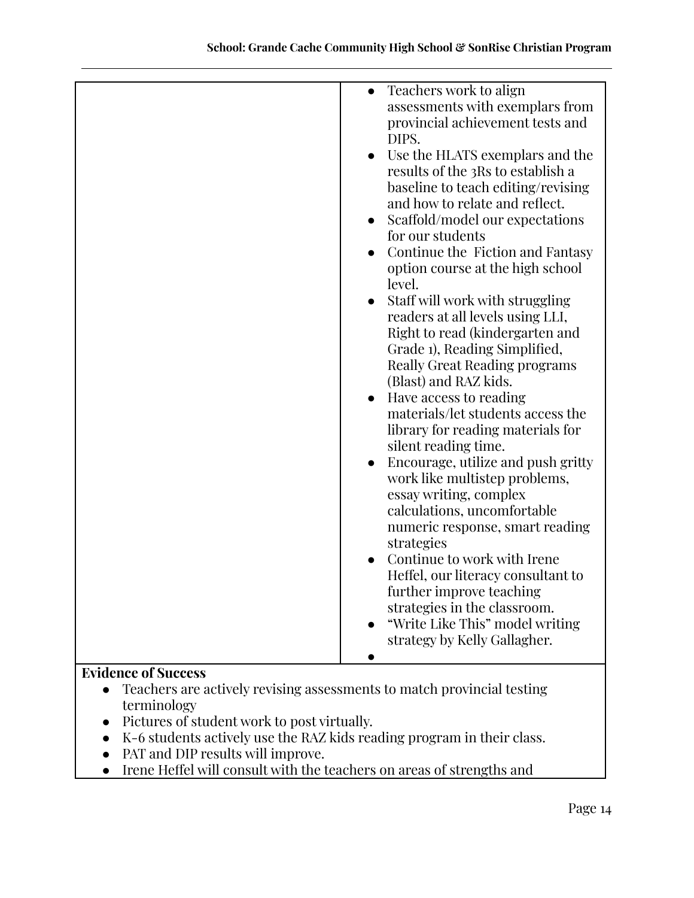| | |
|---|---|
| | • Teachers work to align assessments with exemplars from provincial achievement tests and DIPS.<br>• Use the HLATS exemplars and the results of the 3Rs to establish a baseline to teach editing/revising and how to relate and reflect.<br>• Scaffold/model our expectations for our students<br>• Continue the Fiction and Fantasy option course at the high school level.<br>• Staff will work with struggling readers at all levels using LLI, Right to read (kindergarten and Grade 1), Reading Simplified, Really Great Reading programs (Blast) and RAZ kids.<br>• Have access to reading materials/let students access the library for reading materials for silent reading time.<br>• Encourage, utilize and push gritty work like multistep problems, essay writing, complex calculations, uncomfortable numeric response, smart reading strategies<br>• Continue to work with Irene Heffel, our literacy consultant to further improve teaching strategies in the classroom.<br>• "Write Like This" model writing strategy by Kelly Gallagher.<br>• |

**Evidence of Success**

- Teachers are actively revising assessments to match provincial testing terminology
- Pictures of student work to post virtually.
- K-6 students actively use the RAZ kids reading program in their class.
- PAT and DIP results will improve.
- Irene Heffel will consult with the teachers on areas of strengths and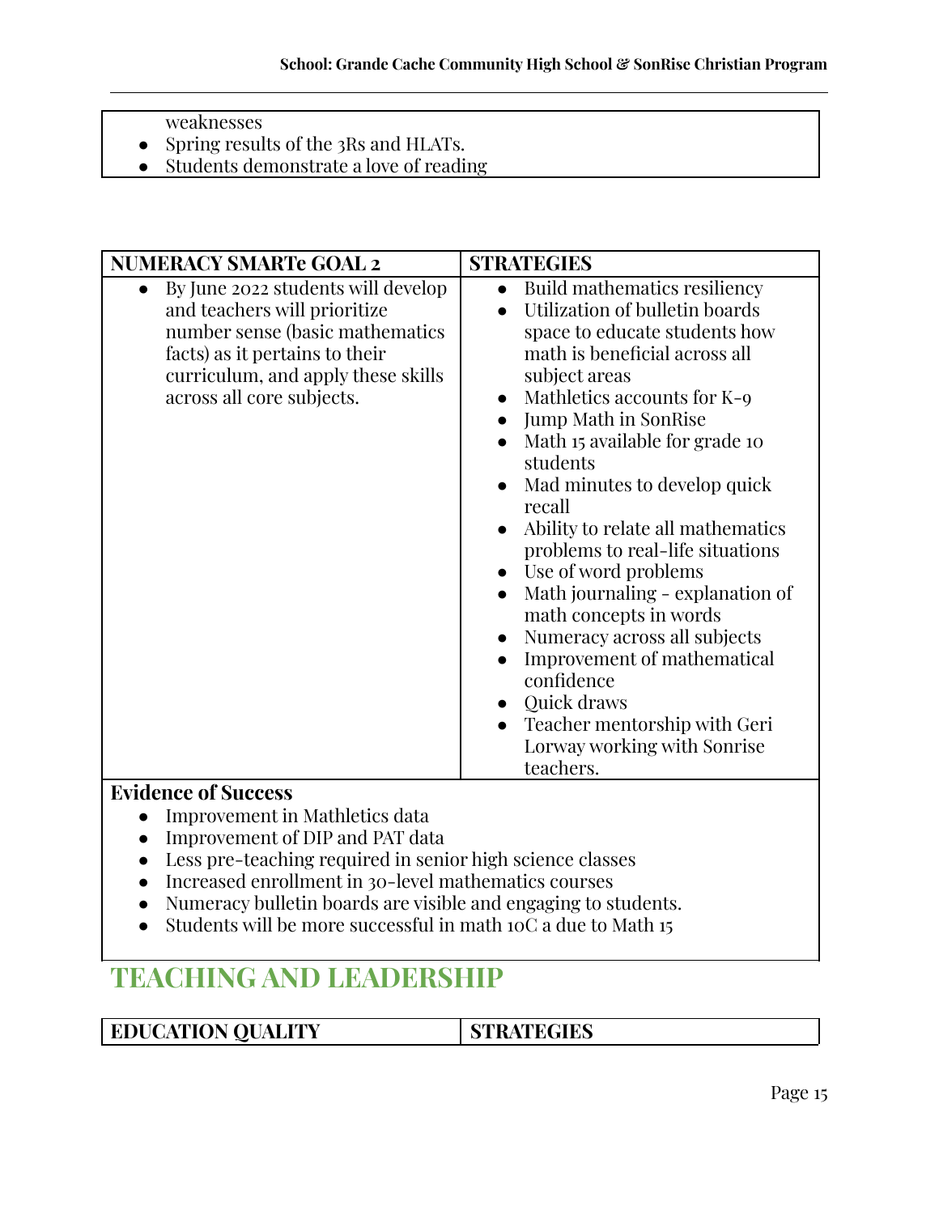- weaknesses
- Spring results of the 3Rs and HLATs.
- Students demonstrate a love of reading

| NUMERACY SMARTe GOAL 2 | STRATEGIES |
|---|---|
| • By June 2022 students will develop and teachers will prioritize number sense (basic mathematics facts) as it pertains to their curriculum, and apply these skills across all core subjects. | • Build mathematics resiliency<br>• Utilization of bulletin boards space to educate students how math is beneficial across all subject areas<br>• Mathletics accounts for K-9<br>• Jump Math in SonRise<br>• Math 15 available for grade 10 students<br>• Mad minutes to develop quick recall<br>• Ability to relate all mathematics problems to real-life situations<br>• Use of word problems<br>• Math journaling - explanation of math concepts in words<br>• Numeracy across all subjects<br>• Improvement of mathematical confidence<br>• Quick draws<br>• Teacher mentorship with Geri Lorway working with Sonrise teachers. |

**Evidence of Success**

- Improvement in Mathletics data
- Improvement of DIP and PAT data
- Less pre-teaching required in senior high science classes
- Increased enrollment in 30-level mathematics courses
- Numeracy bulletin boards are visible and engaging to students.
- Students will be more successful in math 10C a due to Math 15

## TEACHING AND LEADERSHIP

| EDUCATION QUALITY | STRATEGIES |
|---|---|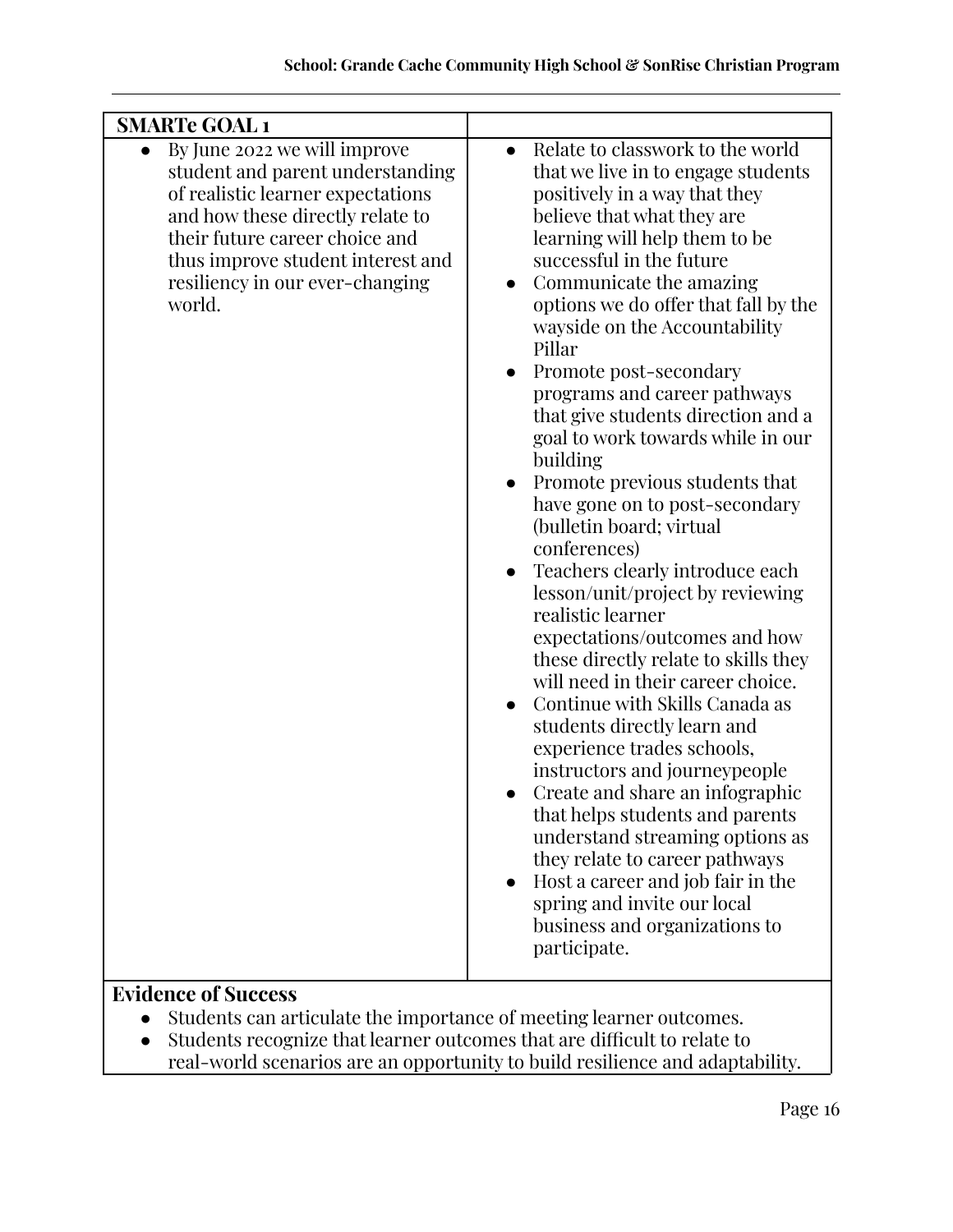| SMARTe GOAL 1 | |
|---|---|
| • By June 2022 we will improve student and parent understanding of realistic learner expectations and how these directly relate to their future career choice and thus improve student interest and resiliency in our ever-changing world. | • Relate to classwork to the world that we live in to engage students positively in a way that they believe that what they are learning will help them to be successful in the future<br>• Communicate the amazing options we do offer that fall by the wayside on the Accountability Pillar<br>• Promote post-secondary programs and career pathways that give students direction and a goal to work towards while in our building<br>• Promote previous students that have gone on to post-secondary (bulletin board; virtual conferences)<br>• Teachers clearly introduce each lesson/unit/project by reviewing realistic learner expectations/outcomes and how these directly relate to skills they will need in their career choice.<br>• Continue with Skills Canada as students directly learn and experience trades schools, instructors and journeypeople<br>• Create and share an infographic that helps students and parents understand streaming options as they relate to career pathways<br>• Host a career and job fair in the spring and invite our local business and organizations to participate. |

**Evidence of Success**

- Students can articulate the importance of meeting learner outcomes.
- Students recognize that learner outcomes that are difficult to relate to real-world scenarios are an opportunity to build resilience and adaptability.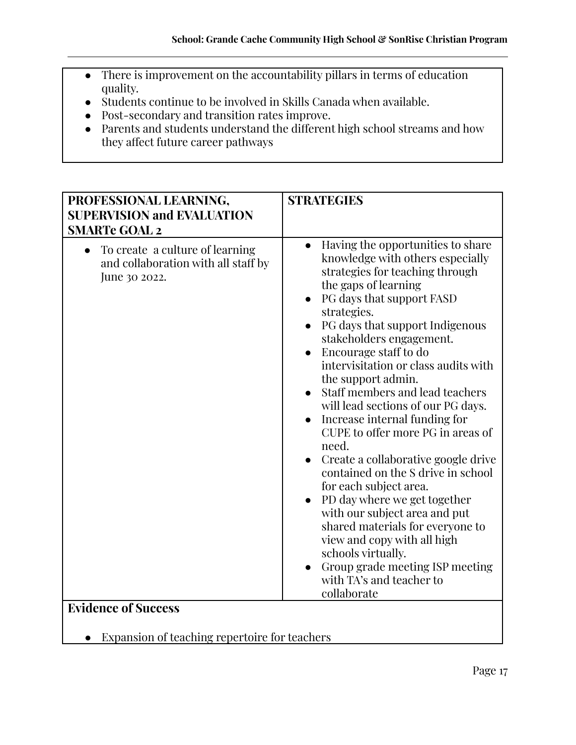- There is improvement on the accountability pillars in terms of education quality.
- Students continue to be involved in Skills Canada when available.
- Post-secondary and transition rates improve.
- Parents and students understand the different high school streams and how they affect future career pathways

| **PROFESSIONAL LEARNING, SUPERVISION and EVALUATION SMARTe GOAL 2** | **STRATEGIES** |
|---|---|
| • To create a culture of learning and collaboration with all staff by June 30 2022. | • Having the opportunities to share knowledge with others especially strategies for teaching through the gaps of learning<br>• PG days that support FASD strategies.<br>• PG days that support Indigenous stakeholders engagement.<br>• Encourage staff to do intervisitation or class audits with the support admin.<br>• Staff members and lead teachers will lead sections of our PG days.<br>• Increase internal funding for CUPE to offer more PG in areas of need.<br>• Create a collaborative google drive contained on the S drive in school for each subject area.<br>• PD day where we get together with our subject area and put shared materials for everyone to view and copy with all high schools virtually.<br>• Group grade meeting ISP meeting with TA's and teacher to collaborate |

**Evidence of Success**

- Expansion of teaching repertoire for teachers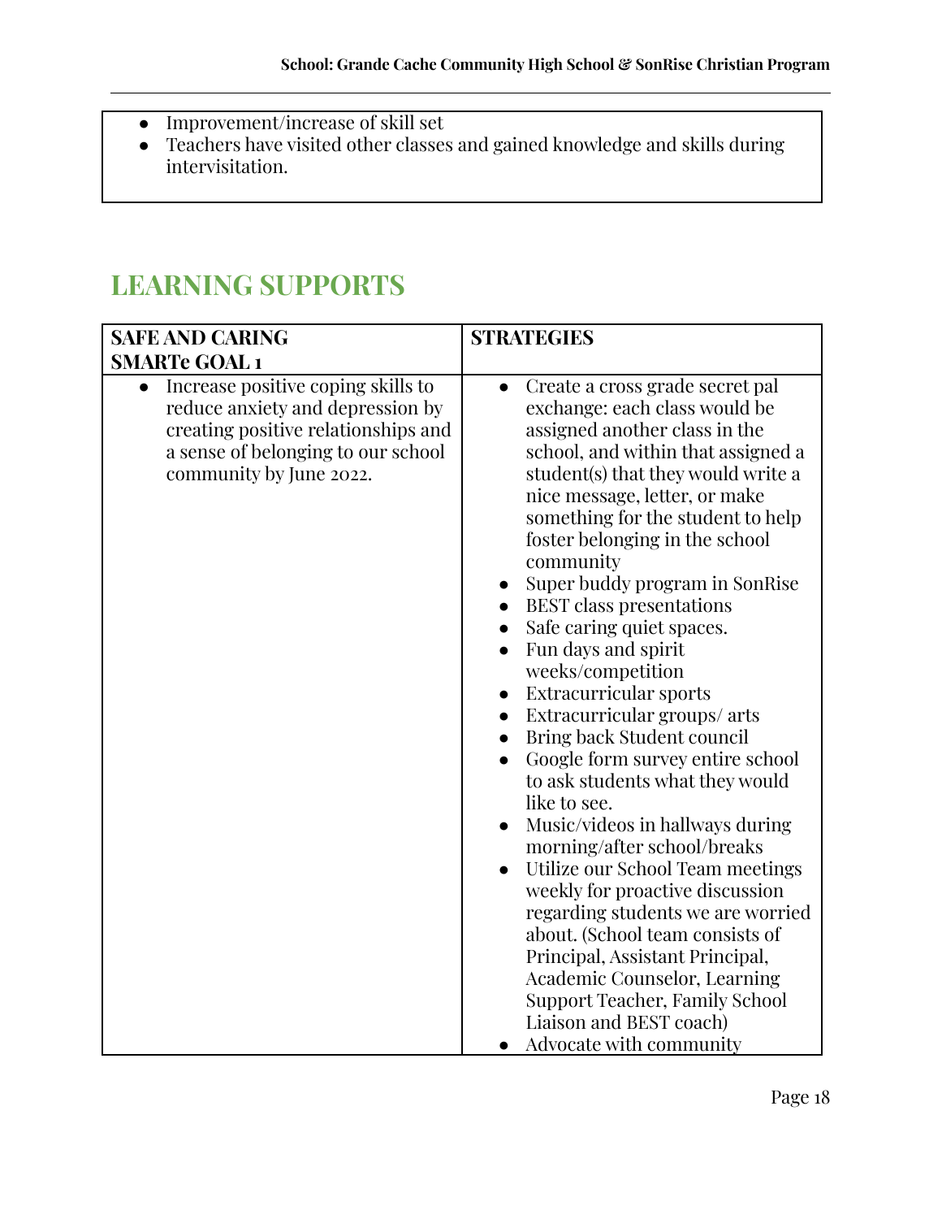- Improvement/increase of skill set
- Teachers have visited other classes and gained knowledge and skills during intervisitation.

## LEARNING SUPPORTS

| **SAFE AND CARING SMARTe GOAL 1** | **STRATEGIES** |
|---|---|
| • Increase positive coping skills to reduce anxiety and depression by creating positive relationships and a sense of belonging to our school community by June 2022. | • Create a cross grade secret pal exchange: each class would be assigned another class in the school, and within that assigned a student(s) that they would write a nice message, letter, or make something for the student to help foster belonging in the school community<br>• Super buddy program in SonRise<br>• BEST class presentations<br>• Safe caring quiet spaces.<br>• Fun days and spirit weeks/competition<br>• Extracurricular sports<br>• Extracurricular groups/ arts<br>• Bring back Student council<br>• Google form survey entire school to ask students what they would like to see.<br>• Music/videos in hallways during morning/after school/breaks<br>• Utilize our School Team meetings weekly for proactive discussion regarding students we are worried about. (School team consists of Principal, Assistant Principal, Academic Counselor, Learning Support Teacher, Family School Liaison and BEST coach)<br>• Advocate with community |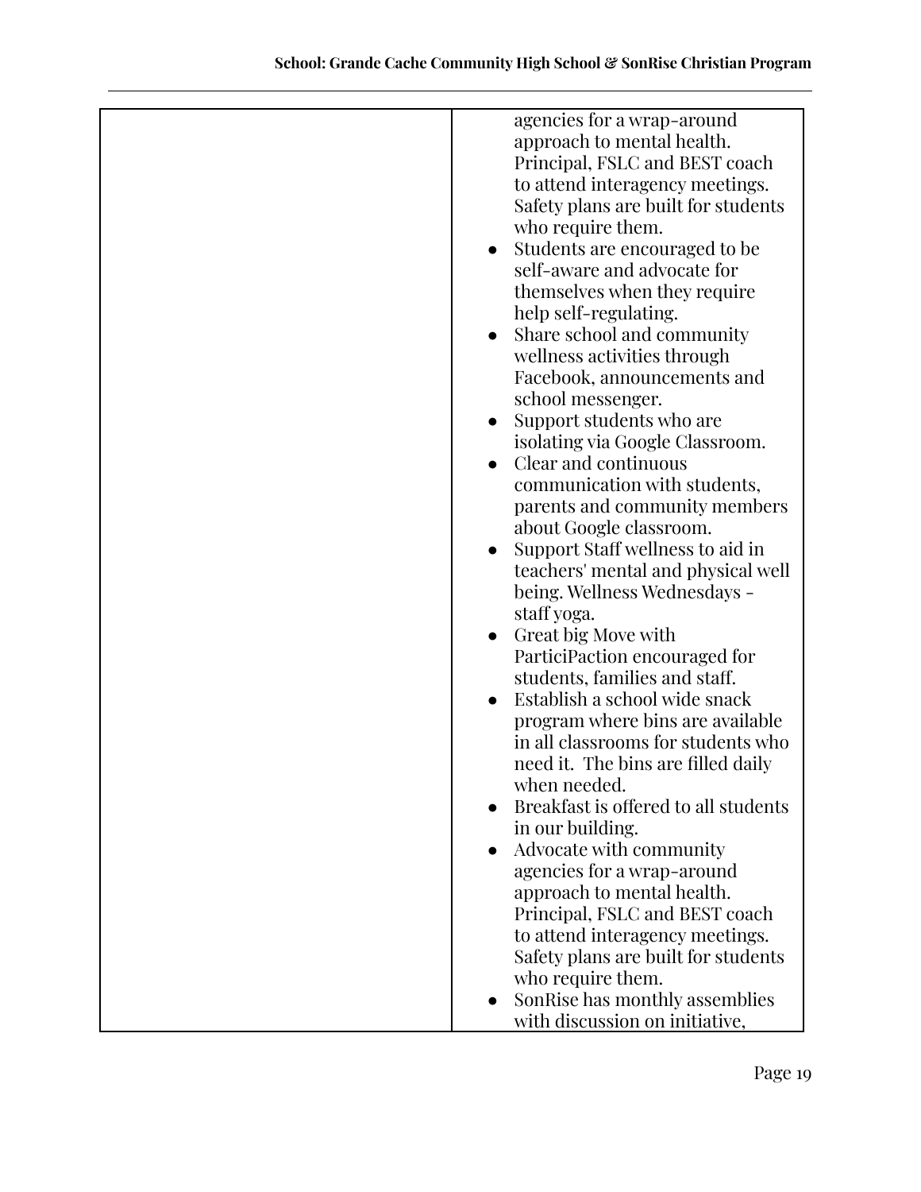|  |  |
|---|---|
|  | agencies for a wrap-around approach to mental health. Principal, FSLC and BEST coach to attend interagency meetings. Safety plans are built for students who require them.<br>● Students are encouraged to be self-aware and advocate for themselves when they require help self-regulating.<br>● Share school and community wellness activities through Facebook, announcements and school messenger.<br>● Support students who are isolating via Google Classroom.<br>● Clear and continuous communication with students, parents and community members about Google classroom.<br>● Support Staff wellness to aid in teachers' mental and physical well being. Wellness Wednesdays - staff yoga.<br>● Great big Move with ParticiPaction encouraged for students, families and staff.<br>● Establish a school wide snack program where bins are available in all classrooms for students who need it. The bins are filled daily when needed.<br>● Breakfast is offered to all students in our building.<br>● Advocate with community agencies for a wrap-around approach to mental health. Principal, FSLC and BEST coach to attend interagency meetings. Safety plans are built for students who require them.<br>● SonRise has monthly assemblies with discussion on initiative, |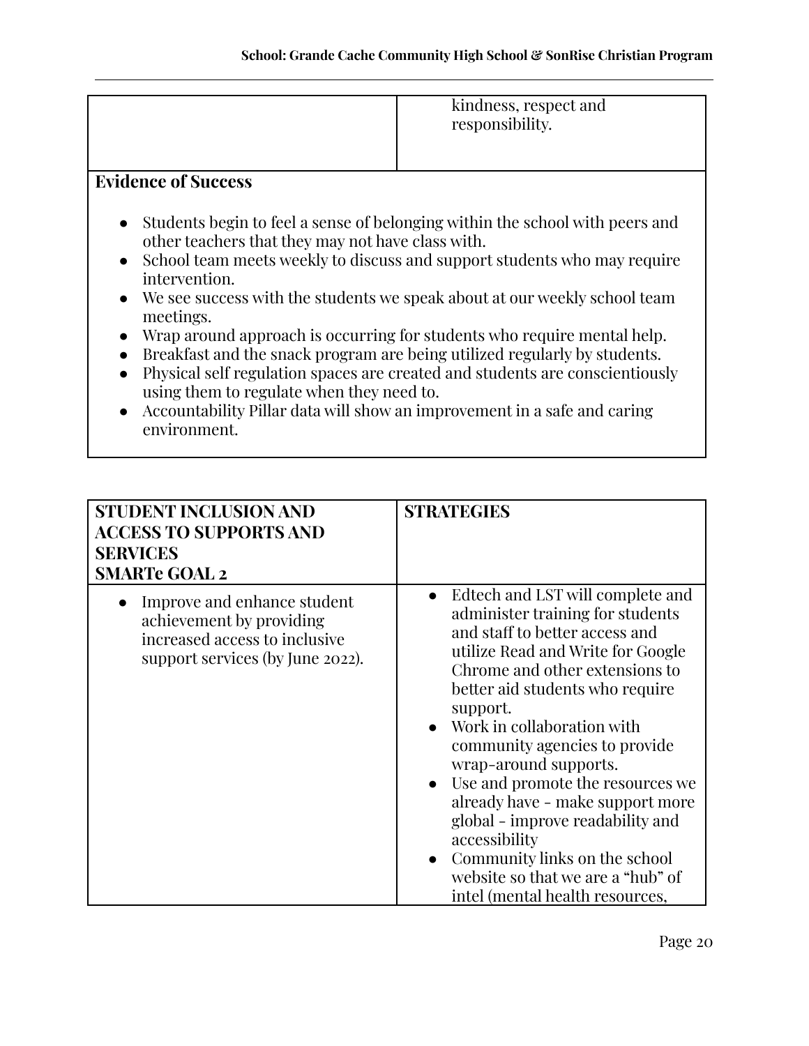| | |
|---|---|
| | kindness, respect and responsibility. |

**Evidence of Success**

- Students begin to feel a sense of belonging within the school with peers and other teachers that they may not have class with.
- School team meets weekly to discuss and support students who may require intervention.
- We see success with the students we speak about at our weekly school team meetings.
- Wrap around approach is occurring for students who require mental help.
- Breakfast and the snack program are being utilized regularly by students.
- Physical self regulation spaces are created and students are conscientiously using them to regulate when they need to.
- Accountability Pillar data will show an improvement in a safe and caring environment.

| **STUDENT INCLUSION AND ACCESS TO SUPPORTS AND SERVICES SMARTe GOAL 2** | **STRATEGIES** |
|---|---|
| • Improve and enhance student achievement by providing increased access to inclusive support services (by June 2022). | • Edtech and LST will complete and administer training for students and staff to better access and utilize Read and Write for Google Chrome and other extensions to better aid students who require support.<br>• Work in collaboration with community agencies to provide wrap-around supports.<br>• Use and promote the resources we already have - make support more global - improve readability and accessibility<br>• Community links on the school website so that we are a "hub" of intel (mental health resources, |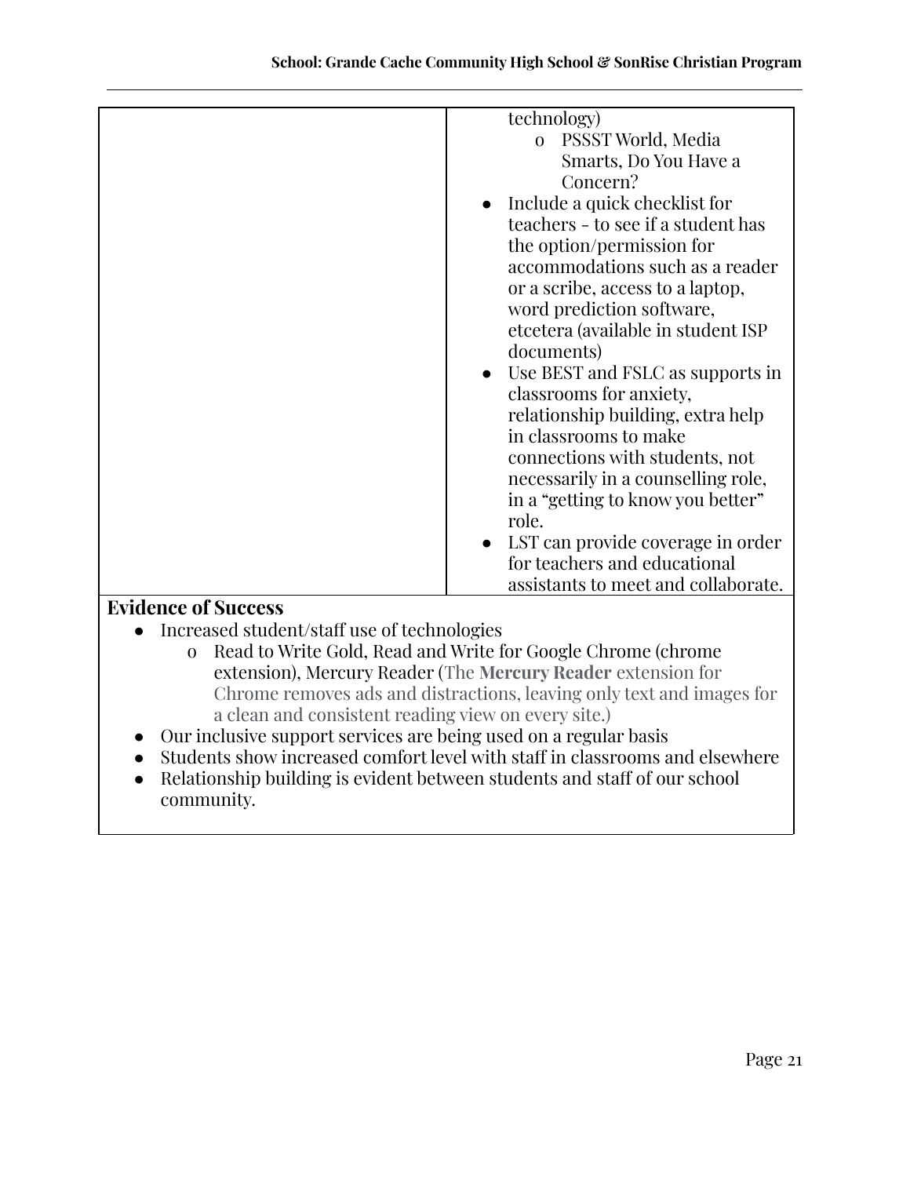| | |
|---|---|
| | technology)<br>o PSSST World, Media Smarts, Do You Have a Concern?<br>● Include a quick checklist for teachers - to see if a student has the option/permission for accommodations such as a reader or a scribe, access to a laptop, word prediction software, etcetera (available in student ISP documents)<br>● Use BEST and FSLC as supports in classrooms for anxiety, relationship building, extra help in classrooms to make connections with students, not necessarily in a counselling role, in a "getting to know you better" role.<br>● LST can provide coverage in order for teachers and educational assistants to meet and collaborate. |

**Evidence of Success**

- Increased student/staff use of technologies
  - Read to Write Gold, Read and Write for Google Chrome (chrome extension), Mercury Reader (The **Mercury Reader** extension for Chrome removes ads and distractions, leaving only text and images for a clean and consistent reading view on every site.)
- Our inclusive support services are being used on a regular basis
- Students show increased comfort level with staff in classrooms and elsewhere
- Relationship building is evident between students and staff of our school community.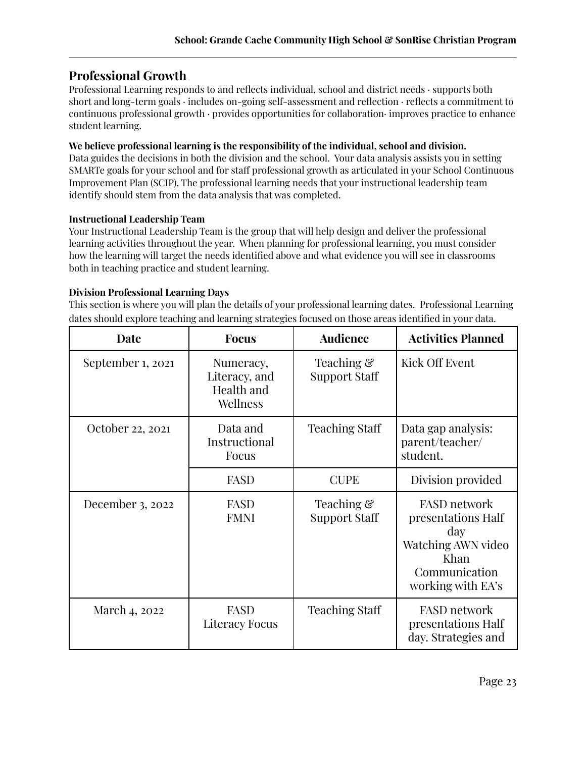## Professional Growth

Professional Learning responds to and reflects individual, school and district needs · supports both short and long-term goals · includes on-going self-assessment and reflection · reflects a commitment to continuous professional growth · provides opportunities for collaboration· improves practice to enhance student learning.

**We believe professional learning is the responsibility of the individual, school and division.**
Data guides the decisions in both the division and the school. Your data analysis assists you in setting SMARTe goals for your school and for staff professional growth as articulated in your School Continuous Improvement Plan (SCIP). The professional learning needs that your instructional leadership team identify should stem from the data analysis that was completed.

**Instructional Leadership Team**
Your Instructional Leadership Team is the group that will help design and deliver the professional learning activities throughout the year. When planning for professional learning, you must consider how the learning will target the needs identified above and what evidence you will see in classrooms both in teaching practice and student learning.

**Division Professional Learning Days**
This section is where you will plan the details of your professional learning dates. Professional Learning dates should explore teaching and learning strategies focused on those areas identified in your data.

| Date | Focus | Audience | Activities Planned |
|---|---|---|---|
| September 1, 2021 | Numeracy, Literacy, and Health and Wellness | Teaching & Support Staff | Kick Off Event |
| October 22, 2021 | Data and Instructional Focus | Teaching Staff | Data gap analysis: parent/teacher/ student. |
| | FASD | CUPE | Division provided |
| December 3, 2022 | FASD<br>FMNI | Teaching & Support Staff | FASD network presentations Half day<br>Watching AWN video Khan<br>Communication working with EA's |
| March 4, 2022 | FASD<br>Literacy Focus | Teaching Staff | FASD network presentations Half day. Strategies and |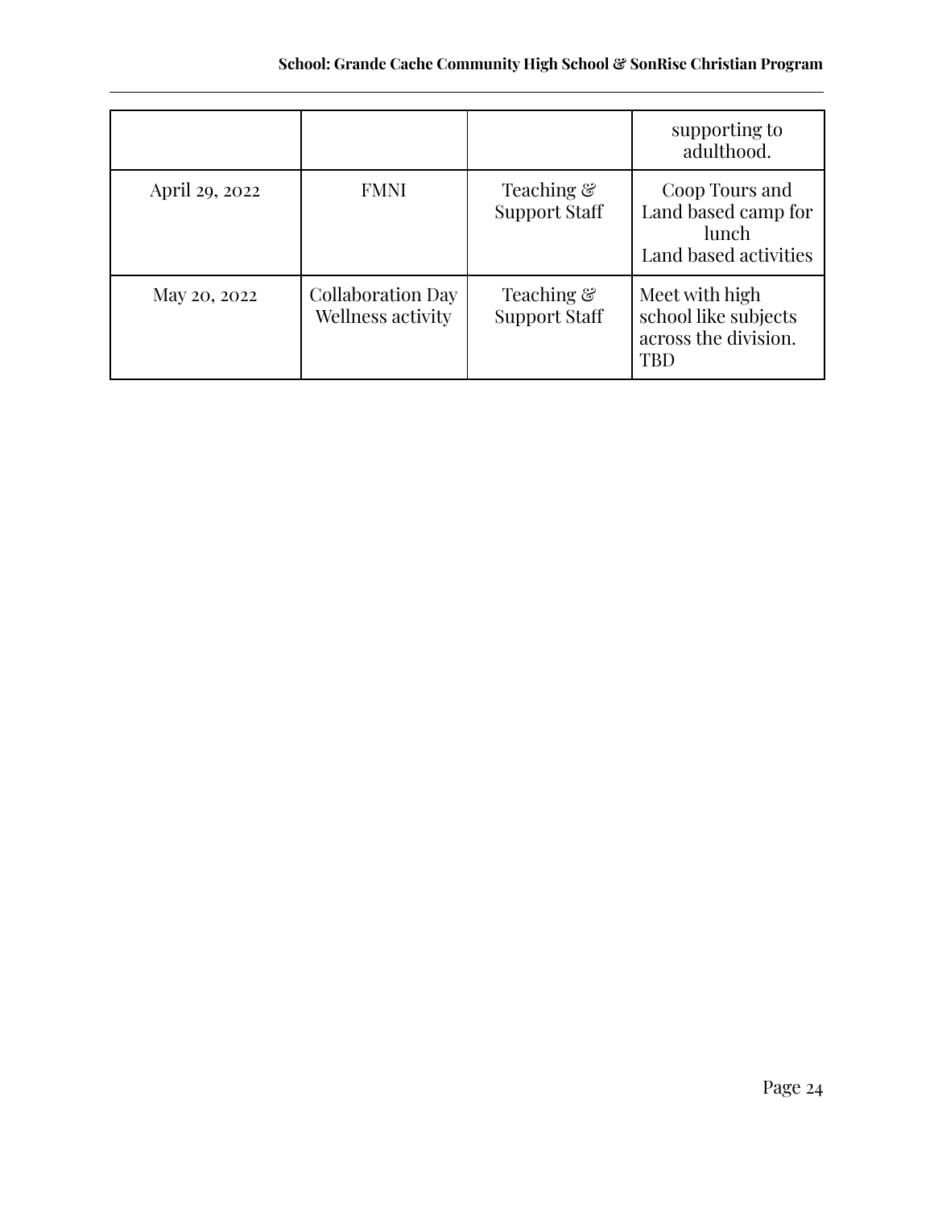| | | | |
|---|---|---|---|
| | | | supporting to adulthood. |
| April 29, 2022 | FMNI | Teaching & Support Staff | Coop Tours and Land based camp for lunch<br>Land based activities |
| May 20, 2022 | Collaboration Day<br>Wellness activity | Teaching & Support Staff | Meet with high school like subjects across the division.<br>TBD |